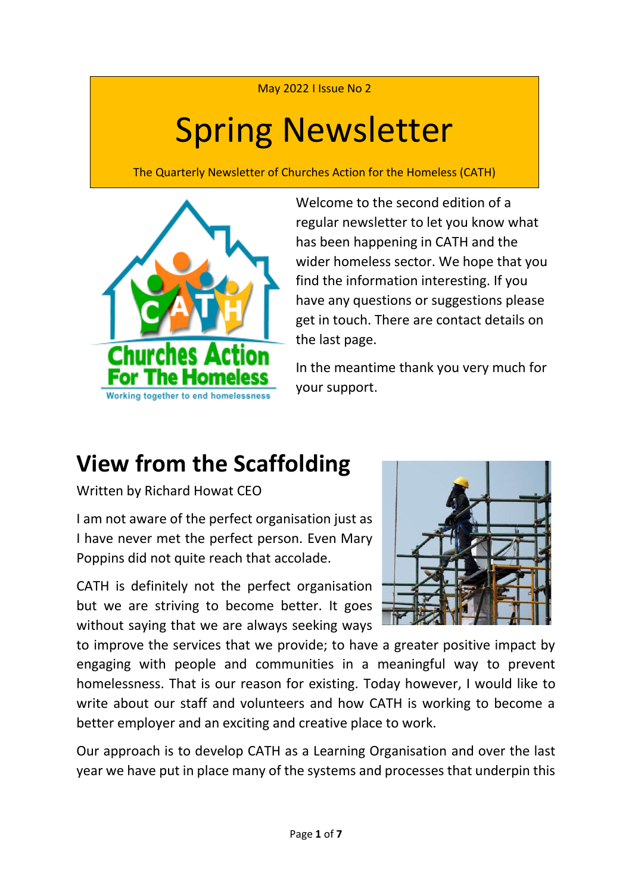May 2022 I Issue No 2

# Spring Newsletter

The Quarterly Newsletter of Churches Action for the Homeless (CATH)

Welcome to the second edition of a regular newsletter to let you know what has been happening in CATH and the wider homeless sector. We hope that you find the information interesting. If you have any questions or suggestions please get in touch. There are contact details on the last page.

In the meantime thank you very much for your support.

## View from the Scaffolding

Written by Richard Howat CEO

I am not aware of the perfect organisation just as I have never met the perfect person. Even Mary Poppins did not quite reach that accolade.

CATH is definitely not the perfect organisation but we are striving to become better. It goes without saying that we are always seeking ways to improve the services that we provide; to have a greater positive impact by engaging with people and communities in a meaningful way to prevent homelessness. That is our reason for existing. Today however, I would like to write about our staff and volunteers and how CATH is working to become a better employer and an exciting and creative place to work.

Our approach is to develop CATH as a Learning Organisation and over the last year we have put in place many of the systems and processes that underpin this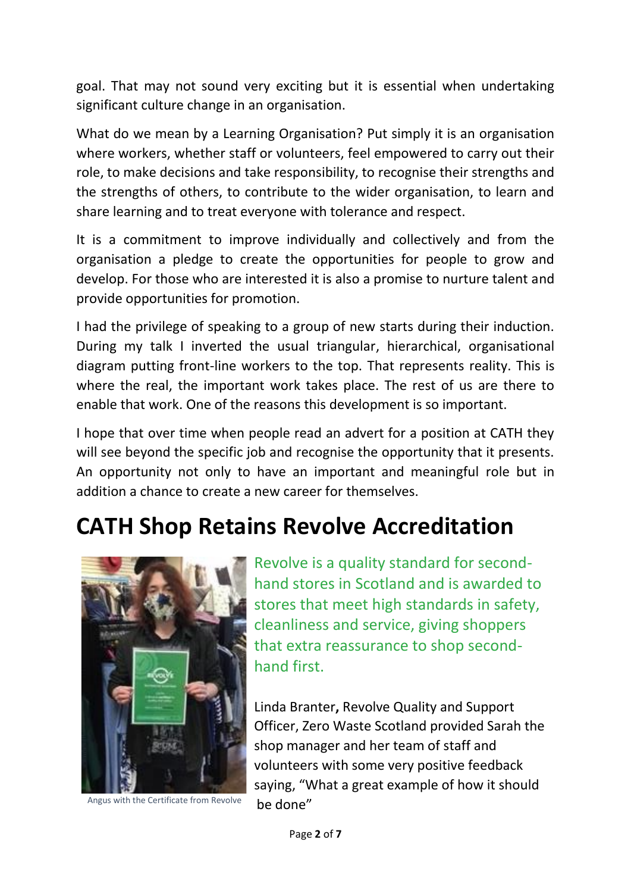goal. That may not sound very exciting but it is essential when undertaking significant culture change in an organisation.

What do we mean by a Learning Organisation? Put simply it is an organisation where workers, whether staff or volunteers, feel empowered to carry out their role, to make decisions and take responsibility, to recognise their strengths and the strengths of others, to contribute to the wider organisation, to learn and share learning and to treat everyone with tolerance and respect.

It is a commitment to improve individually and collectively and from the organisation a pledge to create the opportunities for people to grow and develop. For those who are interested it is also a promise to nurture talent and provide opportunities for promotion.

I had the privilege of speaking to a group of new starts during their induction. During my talk I inverted the usual triangular, hierarchical, organisational diagram putting front-line workers to the top. That represents reality. This is where the real, the important work takes place. The rest of us are there to enable that work. One of the reasons this development is so important.

I hope that over time when people read an advert for a position at CATH they will see beyond the specific job and recognise the opportunity that it presents. An opportunity not only to have an important and meaningful role but in addition a chance to create a new career for themselves.

# CATH Shop Retains Revolve Accreditation

Angus with the Certificate from Revolve

Revolve is a quality standard for second-hand stores in Scotland and is awarded to stores that meet high standards in safety, cleanliness and service, giving shoppers that extra reassurance to shop second-hand first.

Linda Branter**,** Revolve Quality and Support Officer, Zero Waste Scotland provided Sarah the shop manager and her team of staff and volunteers with some very positive feedback saying, "What a great example of how it should be done"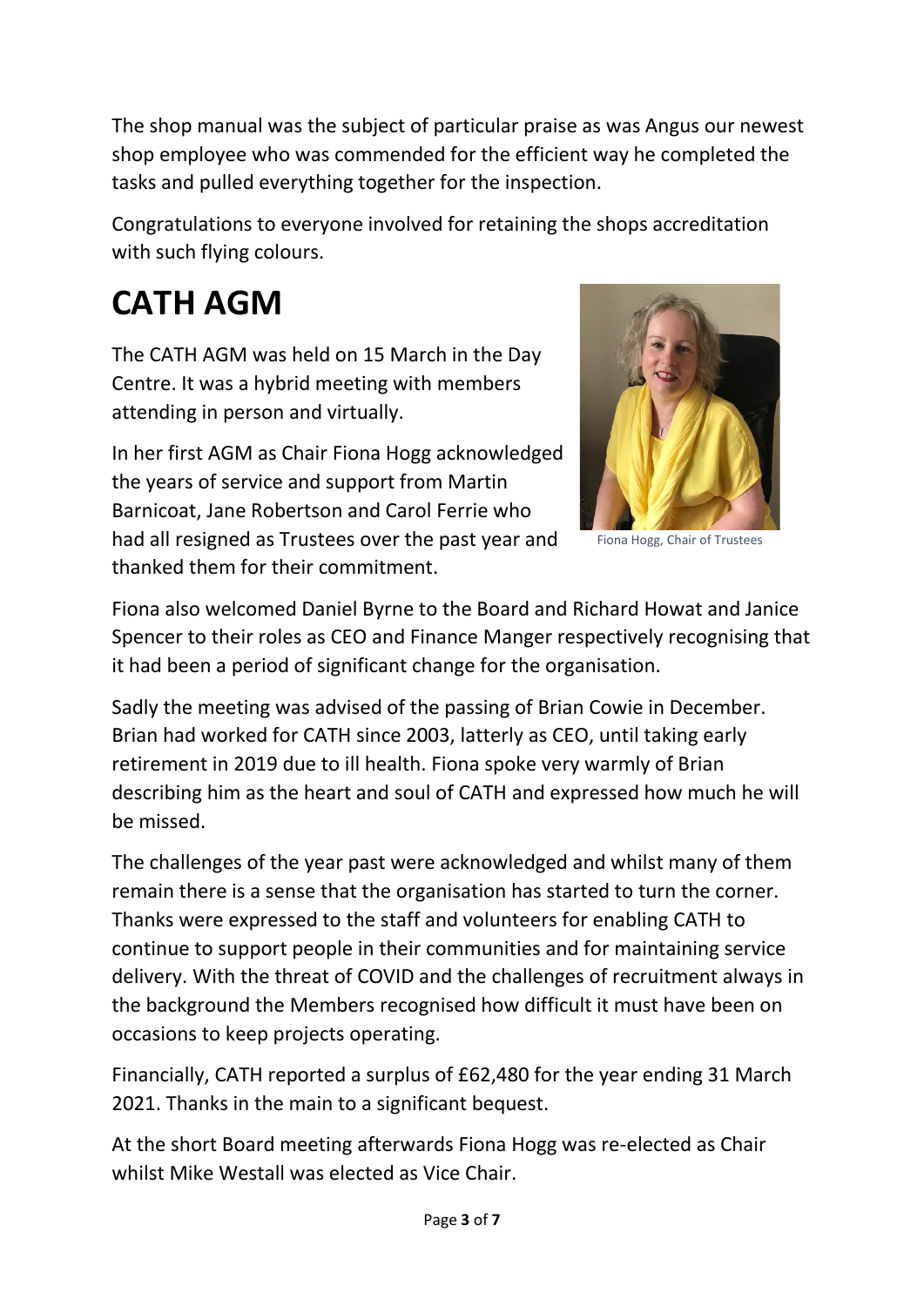The shop manual was the subject of particular praise as was Angus our newest shop employee who was commended for the efficient way he completed the tasks and pulled everything together for the inspection.

Congratulations to everyone involved for retaining the shops accreditation with such flying colours.

# CATH AGM

The CATH AGM was held on 15 March in the Day Centre. It was a hybrid meeting with members attending in person and virtually.

In her first AGM as Chair Fiona Hogg acknowledged the years of service and support from Martin Barnicoat, Jane Robertson and Carol Ferrie who had all resigned as Trustees over the past year and thanked them for their commitment.

Fiona Hogg, Chair of Trustees

Fiona also welcomed Daniel Byrne to the Board and Richard Howat and Janice Spencer to their roles as CEO and Finance Manger respectively recognising that it had been a period of significant change for the organisation.

Sadly the meeting was advised of the passing of Brian Cowie in December. Brian had worked for CATH since 2003, latterly as CEO, until taking early retirement in 2019 due to ill health. Fiona spoke very warmly of Brian describing him as the heart and soul of CATH and expressed how much he will be missed.

The challenges of the year past were acknowledged and whilst many of them remain there is a sense that the organisation has started to turn the corner. Thanks were expressed to the staff and volunteers for enabling CATH to continue to support people in their communities and for maintaining service delivery. With the threat of COVID and the challenges of recruitment always in the background the Members recognised how difficult it must have been on occasions to keep projects operating.

Financially, CATH reported a surplus of £62,480 for the year ending 31 March 2021. Thanks in the main to a significant bequest.

At the short Board meeting afterwards Fiona Hogg was re-elected as Chair whilst Mike Westall was elected as Vice Chair.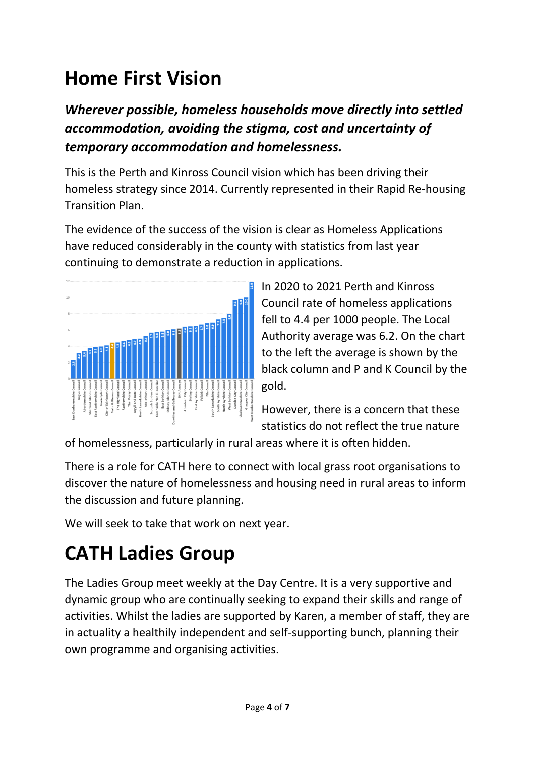# Home First Vision

***Wherever possible, homeless households move directly into settled accommodation, avoiding the stigma, cost and uncertainty of temporary accommodation and homelessness.***

This is the Perth and Kinross Council vision which has been driving their homeless strategy since 2014. Currently represented in their Rapid Re-housing Transition Plan.

The evidence of the success of the vision is clear as Homeless Applications have reduced considerably in the county with statistics from last year continuing to demonstrate a reduction in applications.

In 2020 to 2021 Perth and Kinross Council rate of homeless applications fell to 4.4 per 1000 people. The Local Authority average was 6.2. On the chart to the left the average is shown by the black column and P and K Council by the gold.

However, there is a concern that these statistics do not reflect the true nature of homelessness, particularly in rural areas where it is often hidden.

There is a role for CATH here to connect with local grass root organisations to discover the nature of homelessness and housing need in rural areas to inform the discussion and future planning.

We will seek to take that work on next year.

# CATH Ladies Group

The Ladies Group meet weekly at the Day Centre. It is a very supportive and dynamic group who are continually seeking to expand their skills and range of activities. Whilst the ladies are supported by Karen, a member of staff, they are in actuality a healthily independent and self-supporting bunch, planning their own programme and organising activities.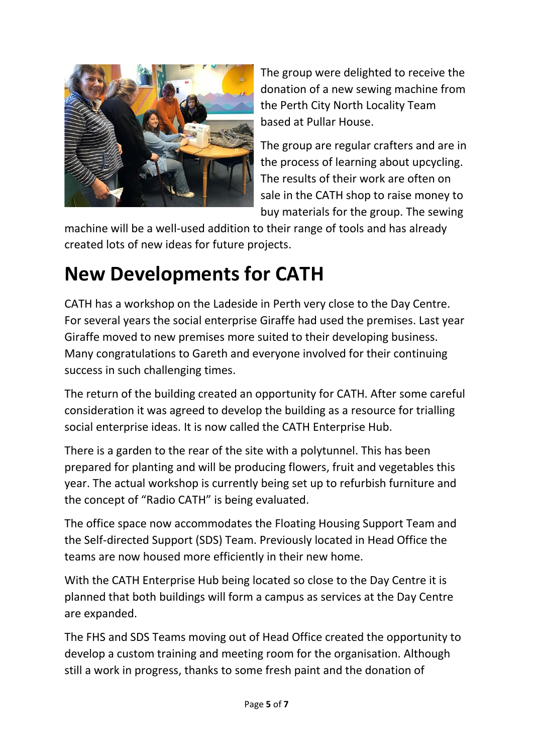The group were delighted to receive the donation of a new sewing machine from the Perth City North Locality Team based at Pullar House.

The group are regular crafters and are in the process of learning about upcycling. The results of their work are often on sale in the CATH shop to raise money to buy materials for the group. The sewing machine will be a well-used addition to their range of tools and has already created lots of new ideas for future projects.

# New Developments for CATH

CATH has a workshop on the Ladeside in Perth very close to the Day Centre. For several years the social enterprise Giraffe had used the premises. Last year Giraffe moved to new premises more suited to their developing business. Many congratulations to Gareth and everyone involved for their continuing success in such challenging times.

The return of the building created an opportunity for CATH. After some careful consideration it was agreed to develop the building as a resource for trialling social enterprise ideas. It is now called the CATH Enterprise Hub.

There is a garden to the rear of the site with a polytunnel. This has been prepared for planting and will be producing flowers, fruit and vegetables this year. The actual workshop is currently being set up to refurbish furniture and the concept of "Radio CATH" is being evaluated.

The office space now accommodates the Floating Housing Support Team and the Self-directed Support (SDS) Team. Previously located in Head Office the teams are now housed more efficiently in their new home.

With the CATH Enterprise Hub being located so close to the Day Centre it is planned that both buildings will form a campus as services at the Day Centre are expanded.

The FHS and SDS Teams moving out of Head Office created the opportunity to develop a custom training and meeting room for the organisation. Although still a work in progress, thanks to some fresh paint and the donation of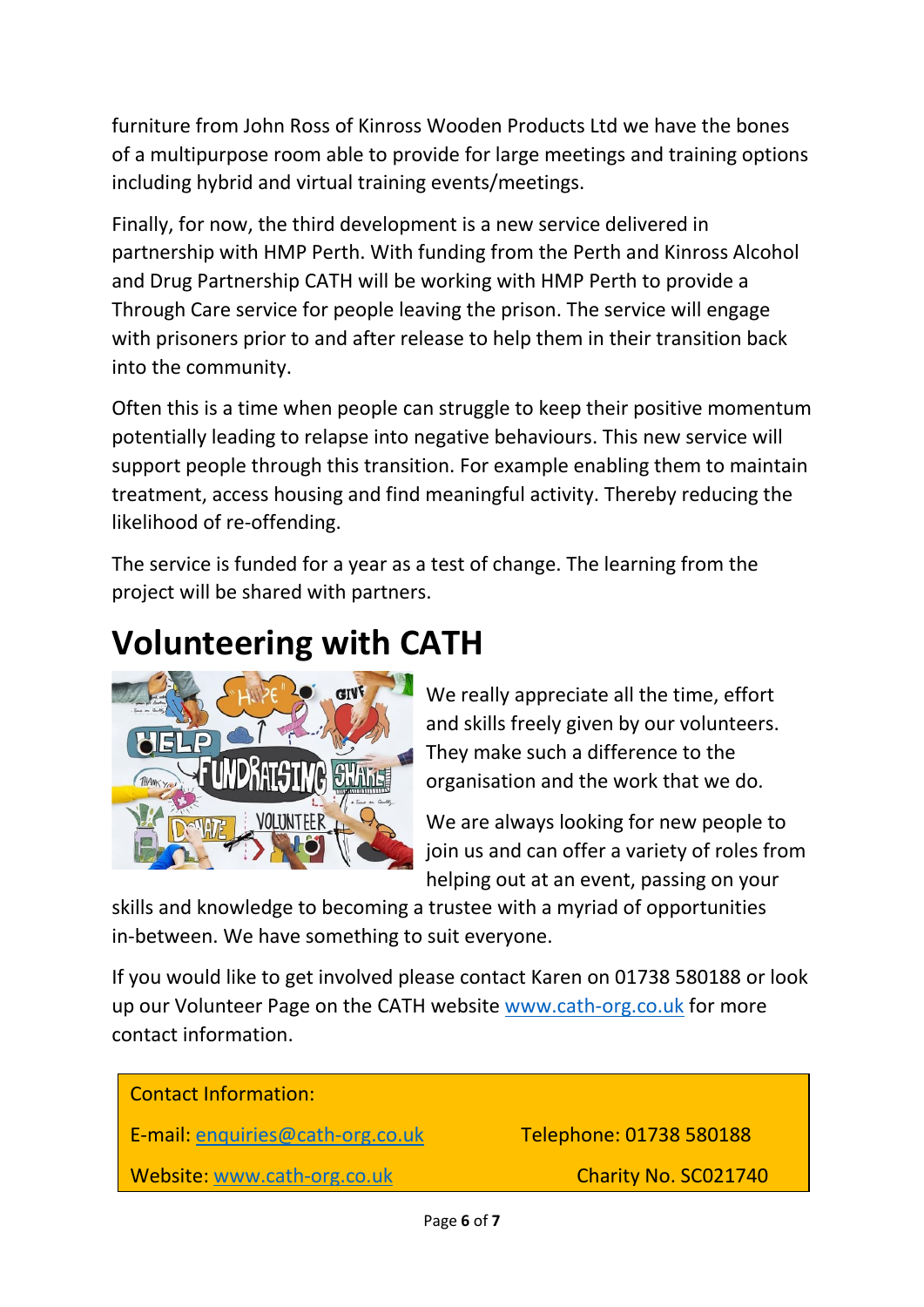furniture from John Ross of Kinross Wooden Products Ltd we have the bones of a multipurpose room able to provide for large meetings and training options including hybrid and virtual training events/meetings.

Finally, for now, the third development is a new service delivered in partnership with HMP Perth. With funding from the Perth and Kinross Alcohol and Drug Partnership CATH will be working with HMP Perth to provide a Through Care service for people leaving the prison. The service will engage with prisoners prior to and after release to help them in their transition back into the community.

Often this is a time when people can struggle to keep their positive momentum potentially leading to relapse into negative behaviours. This new service will support people through this transition. For example enabling them to maintain treatment, access housing and find meaningful activity. Thereby reducing the likelihood of re-offending.

The service is funded for a year as a test of change. The learning from the project will be shared with partners.

# Volunteering with CATH

We really appreciate all the time, effort and skills freely given by our volunteers. They make such a difference to the organisation and the work that we do.

We are always looking for new people to join us and can offer a variety of roles from helping out at an event, passing on your skills and knowledge to becoming a trustee with a myriad of opportunities in-between. We have something to suit everyone.

If you would like to get involved please contact Karen on 01738 580188 or look up our Volunteer Page on the CATH website [www.cath-org.co.uk](http://www.cath-org.co.uk) for more contact information.

Contact Information:

E-mail: [enquiries@cath-org.co.uk](mailto:enquiries@cath-org.co.uk)

Telephone: 01738 580188

Website: [www.cath-org.co.uk](http://www.cath-org.co.uk)

Charity No. SC021740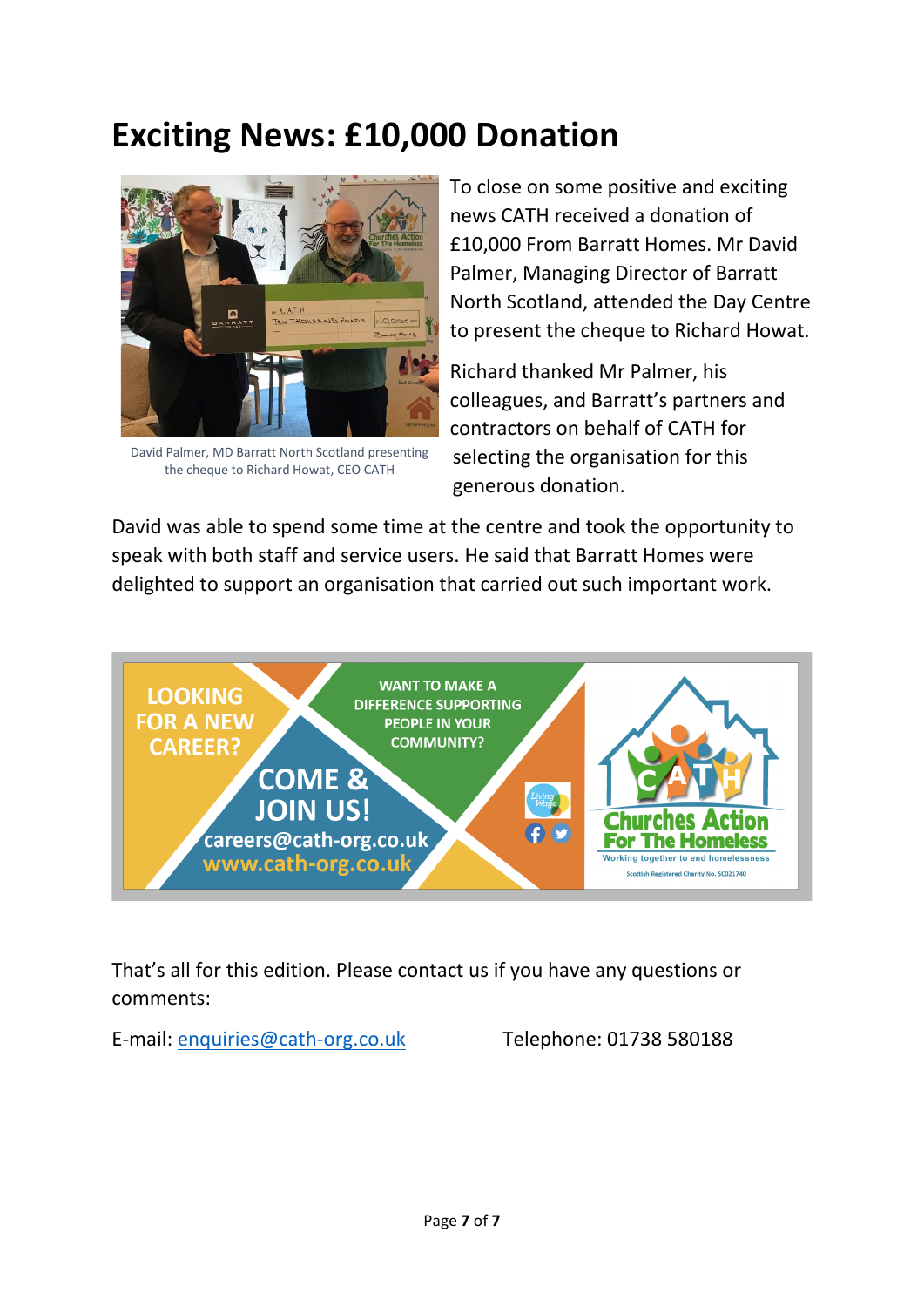# Exciting News: £10,000 Donation

David Palmer, MD Barratt North Scotland presenting the cheque to Richard Howat, CEO CATH

To close on some positive and exciting news CATH received a donation of £10,000 From Barratt Homes. Mr David Palmer, Managing Director of Barratt North Scotland, attended the Day Centre to present the cheque to Richard Howat.

Richard thanked Mr Palmer, his colleagues, and Barratt's partners and contractors on behalf of CATH for selecting the organisation for this generous donation.

David was able to spend some time at the centre and took the opportunity to speak with both staff and service users. He said that Barratt Homes were delighted to support an organisation that carried out such important work.

LOOKING FOR A NEW CAREER?

WANT TO MAKE A DIFFERENCE SUPPORTING PEOPLE IN YOUR COMMUNITY?

COME & JOIN US!

careers@cath-org.co.uk

www.cath-org.co.uk

Churches Action For The Homeless

Working together to end homelessness

Scottish Registered Charity No. SC021740

That's all for this edition. Please contact us if you have any questions or comments:

E-mail: enquiries@cath-org.co.uk Telephone: 01738 580188